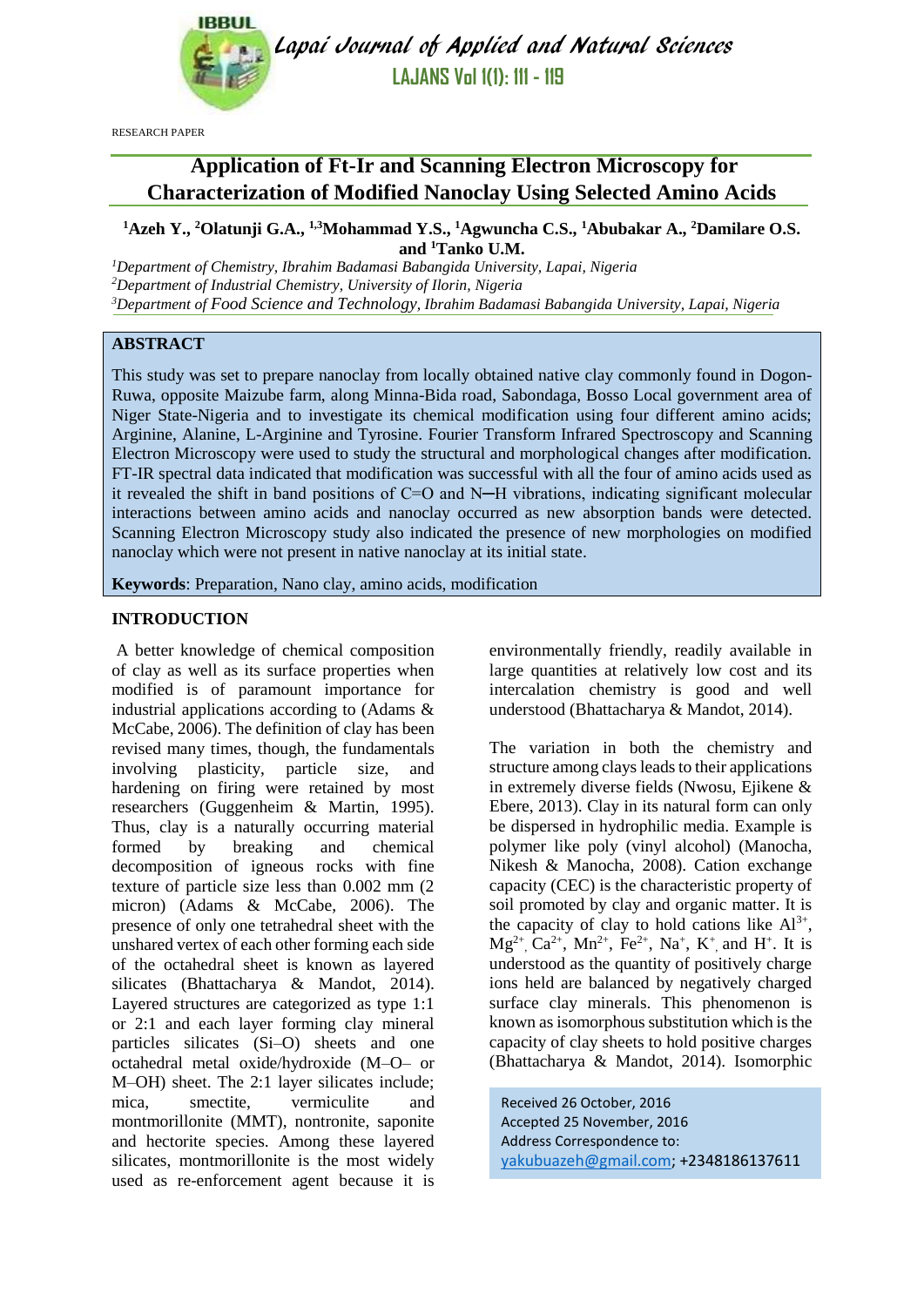RESEARCH PAPER

# Application of Ft-Ir and Scanning Electron Microscopy for Characterization of Modified Nanoclay Using Selected Amino Acids

**[1]Azeh Y., [2]Olatunji G.A., [1,3]Mohammad Y.S., [1]Agwuncha C.S., [1]Abubakar A., [2]Damilare O.S. and [1]Tanko U.M.**

*[1]Department of Chemistry, Ibrahim Badamasi Babangida University, Lapai, Nigeria*
*[2]Department of Industrial Chemistry, University of Ilorin, Nigeria*
*[3]Department of Food Science and Technology, Ibrahim Badamasi Babangida University, Lapai, Nigeria*

## ABSTRACT

This study was set to prepare nanoclay from locally obtained native clay commonly found in Dogon-Ruwa, opposite Maizube farm, along Minna-Bida road, Sabondaga, Bosso Local government area of Niger State-Nigeria and to investigate its chemical modification using four different amino acids; Arginine, Alanine, L-Arginine and Tyrosine. Fourier Transform Infrared Spectroscopy and Scanning Electron Microscopy were used to study the structural and morphological changes after modification. FT-IR spectral data indicated that modification was successful with all the four of amino acids used as it revealed the shift in band positions of C=O and N─H vibrations, indicating significant molecular interactions between amino acids and nanoclay occurred as new absorption bands were detected. Scanning Electron Microscopy study also indicated the presence of new morphologies on modified nanoclay which were not present in native nanoclay at its initial state.

**Keywords**: Preparation, Nano clay, amino acids, modification

## INTRODUCTION

A better knowledge of chemical composition of clay as well as its surface properties when modified is of paramount importance for industrial applications according to (Adams & McCabe, 2006). The definition of clay has been revised many times, though, the fundamentals involving plasticity, particle size, and hardening on firing were retained by most researchers (Guggenheim & Martin, 1995). Thus, clay is a naturally occurring material formed by breaking and chemical decomposition of igneous rocks with fine texture of particle size less than 0.002 mm (2 micron) (Adams & McCabe, 2006). The presence of only one tetrahedral sheet with the unshared vertex of each other forming each side of the octahedral sheet is known as layered silicates (Bhattacharya & Mandot, 2014). Layered structures are categorized as type 1:1 or 2:1 and each layer forming clay mineral particles silicates (Si–O) sheets and one octahedral metal oxide/hydroxide (M–O– or M–OH) sheet. The 2:1 layer silicates include; mica, smectite, vermiculite and montmorillonite (MMT), nontronite, saponite and hectorite species. Among these layered silicates, montmorillonite is the most widely used as re-enforcement agent because it is environmentally friendly, readily available in large quantities at relatively low cost and its intercalation chemistry is good and well understood (Bhattacharya & Mandot, 2014).

The variation in both the chemistry and structure among clays leads to their applications in extremely diverse fields (Nwosu, Ejikene & Ebere, 2013). Clay in its natural form can only be dispersed in hydrophilic media. Example is polymer like poly (vinyl alcohol) (Manocha, Nikesh & Manocha, 2008). Cation exchange capacity (CEC) is the characteristic property of soil promoted by clay and organic matter. It is the capacity of clay to hold cations like $Al^{3+}$, $Mg^{2+}$, $Ca^{2+}$, $Mn^{2+}$, $Fe^{2+}$, $Na^{+}$, $K^{+}$ and $H^{+}$. It is understood as the quantity of positively charge ions held are balanced by negatively charged surface clay minerals. This phenomenon is known as isomorphous substitution which is the capacity of clay sheets to hold positive charges (Bhattacharya & Mandot, 2014). Isomorphic

Received 26 October, 2016
Accepted 25 November, 2016
Address Correspondence to:
yakubuazeh@gmail.com; +2348186137611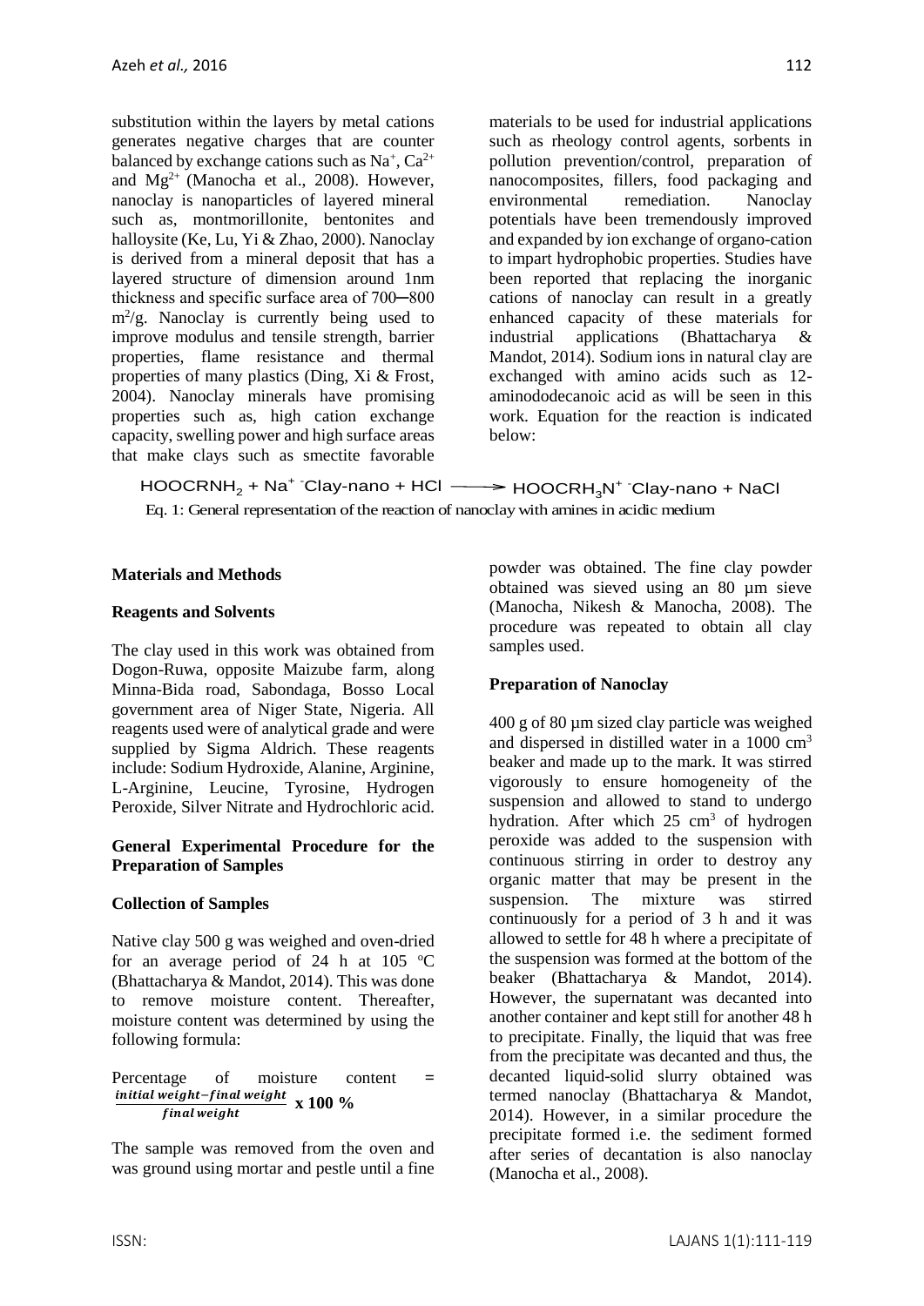substitution within the layers by metal cations generates negative charges that are counter balanced by exchange cations such as $Na^+$, $Ca^{2+}$ and $Mg^{2+}$ (Manocha et al., 2008). However, nanoclay is nanoparticles of layered mineral such as, montmorillonite, bentonites and halloysite (Ke, Lu, Yi & Zhao, 2000). Nanoclay is derived from a mineral deposit that has a layered structure of dimension around 1nm thickness and specific surface area of 700─800 $m^2/g$. Nanoclay is currently being used to improve modulus and tensile strength, barrier properties, flame resistance and thermal properties of many plastics (Ding, Xi & Frost, 2004). Nanoclay minerals have promising properties such as, high cation exchange capacity, swelling power and high surface areas that make clays such as smectite favorable materials to be used for industrial applications such as rheology control agents, sorbents in pollution prevention/control, preparation of nanocomposites, fillers, food packaging and environmental remediation. Nanoclay potentials have been tremendously improved and expanded by ion exchange of organo-cation to impart hydrophobic properties. Studies have been reported that replacing the inorganic cations of nanoclay can result in a greatly enhanced capacity of these materials for industrial applications (Bhattacharya & Mandot, 2014). Sodium ions in natural clay are exchanged with amino acids such as 12-aminododecanoic acid as will be seen in this work. Equation for the reaction is indicated below:

$$HOOCRNH_2 + Na^+\ {}^-Clay\text{-}nano + HCl \longrightarrow HOOCRH_3N^+\ {}^-Clay\text{-}nano + NaCl$$

Eq. 1: General representation of the reaction of nanoclay with amines in acidic medium

## Materials and Methods

### Reagents and Solvents

The clay used in this work was obtained from Dogon-Ruwa, opposite Maizube farm, along Minna-Bida road, Sabondaga, Bosso Local government area of Niger State, Nigeria. All reagents used were of analytical grade and were supplied by Sigma Aldrich. These reagents include: Sodium Hydroxide, Alanine, Arginine, L-Arginine, Leucine, Tyrosine, Hydrogen Peroxide, Silver Nitrate and Hydrochloric acid.

### General Experimental Procedure for the Preparation of Samples

### Collection of Samples

Native clay 500 g was weighed and oven-dried for an average period of 24 h at 105 $^oC$ (Bhattacharya & Mandot, 2014). This was done to remove moisture content. Thereafter, moisture content was determined by using the following formula:

$$\text{Percentage of moisture content} = \frac{\text{initial weight} - \text{final weight}}{\text{final weight}} \times 100\ \%$$

The sample was removed from the oven and was ground using mortar and pestle until a fine powder was obtained. The fine clay powder obtained was sieved using an 80 µm sieve (Manocha, Nikesh & Manocha, 2008). The procedure was repeated to obtain all clay samples used.

### Preparation of Nanoclay

400 g of 80 µm sized clay particle was weighed and dispersed in distilled water in a 1000 $cm^3$ beaker and made up to the mark. It was stirred vigorously to ensure homogeneity of the suspension and allowed to stand to undergo hydration. After which 25 $cm^3$ of hydrogen peroxide was added to the suspension with continuous stirring in order to destroy any organic matter that may be present in the suspension. The mixture was stirred continuously for a period of 3 h and it was allowed to settle for 48 h where a precipitate of the suspension was formed at the bottom of the beaker (Bhattacharya & Mandot, 2014). However, the supernatant was decanted into another container and kept still for another 48 h to precipitate. Finally, the liquid that was free from the precipitate was decanted and thus, the decanted liquid-solid slurry obtained was termed nanoclay (Bhattacharya & Mandot, 2014). However, in a similar procedure the precipitate formed i.e. the sediment formed after series of decantation is also nanoclay (Manocha et al., 2008).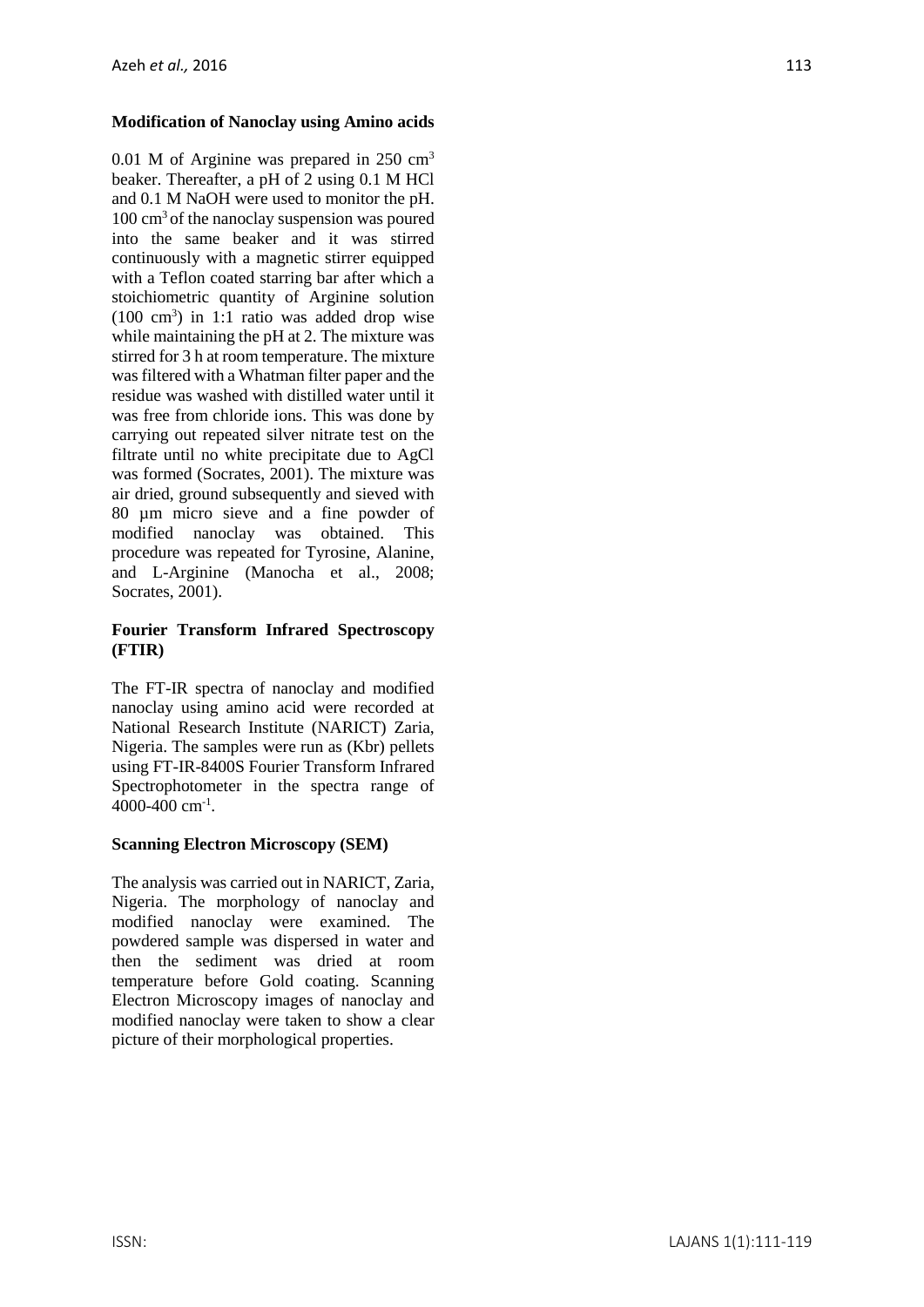### Modification of Nanoclay using Amino acids

0.01 M of Arginine was prepared in 250 $cm^3$ beaker. Thereafter, a pH of 2 using 0.1 M HCl and 0.1 M NaOH were used to monitor the pH. 100 $cm^3$ of the nanoclay suspension was poured into the same beaker and it was stirred continuously with a magnetic stirrer equipped with a Teflon coated starring bar after which a stoichiometric quantity of Arginine solution (100 $cm^3$) in 1:1 ratio was added drop wise while maintaining the pH at 2. The mixture was stirred for 3 h at room temperature. The mixture was filtered with a Whatman filter paper and the residue was washed with distilled water until it was free from chloride ions. This was done by carrying out repeated silver nitrate test on the filtrate until no white precipitate due to AgCl was formed (Socrates, 2001). The mixture was air dried, ground subsequently and sieved with 80 µm micro sieve and a fine powder of modified nanoclay was obtained. This procedure was repeated for Tyrosine, Alanine, and L-Arginine (Manocha et al., 2008; Socrates, 2001).

### Fourier Transform Infrared Spectroscopy (FTIR)

The FT-IR spectra of nanoclay and modified nanoclay using amino acid were recorded at National Research Institute (NARICT) Zaria, Nigeria. The samples were run as (Kbr) pellets using FT-IR-8400S Fourier Transform Infrared Spectrophotometer in the spectra range of 4000-400 $cm^{-1}$.

### Scanning Electron Microscopy (SEM)

The analysis was carried out in NARICT, Zaria, Nigeria. The morphology of nanoclay and modified nanoclay were examined. The powdered sample was dispersed in water and then the sediment was dried at room temperature before Gold coating. Scanning Electron Microscopy images of nanoclay and modified nanoclay were taken to show a clear picture of their morphological properties.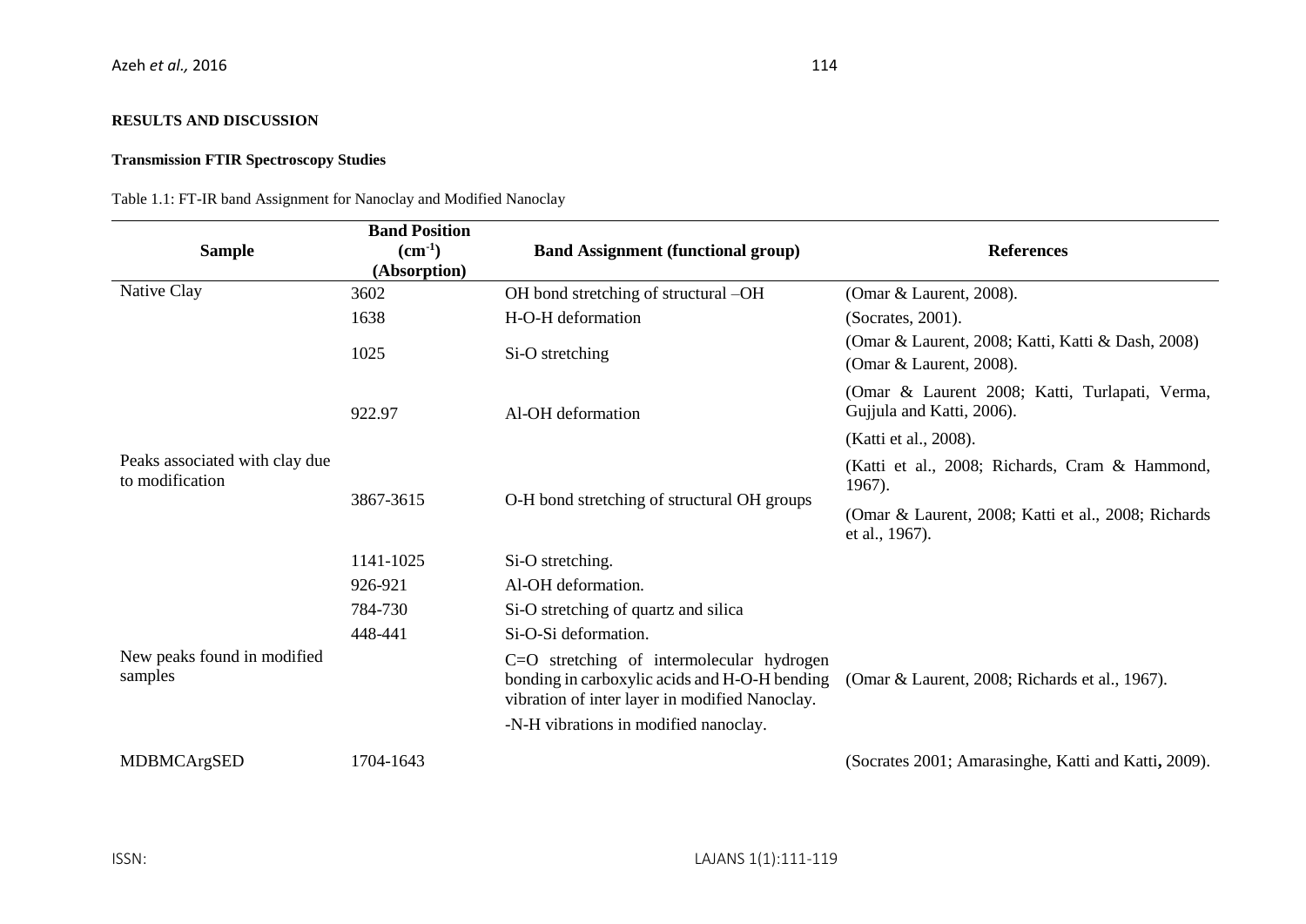## RESULTS AND DISCUSSION

### Transmission FTIR Spectroscopy Studies

Table 1.1: FT-IR band Assignment for Nanoclay and Modified Nanoclay

| Sample | Band Position ($cm^{-1}$) (Absorption) | Band Assignment (functional group) | References |
|---|---|---|---|
| Native Clay | 3602 | OH bond stretching of structural –OH | (Omar & Laurent, 2008). |
| | 1638 | H-O-H deformation | (Socrates, 2001). |
| | 1025 | Si-O stretching | (Omar & Laurent, 2008; Katti, Katti & Dash, 2008) (Omar & Laurent, 2008). |
| | 922.97 | Al-OH deformation | (Omar & Laurent 2008; Katti, Turlapati, Verma, Gujjula and Katti, 2006). |
| | | | (Katti et al., 2008). |
| Peaks associated with clay due to modification | 3867-3615 | O-H bond stretching of structural OH groups | (Katti et al., 2008; Richards, Cram & Hammond, 1967). (Omar & Laurent, 2008; Katti et al., 2008; Richards et al., 1967). |
| | 1141-1025 | Si-O stretching. | |
| | 926-921 | Al-OH deformation. | |
| | 784-730 | Si-O stretching of quartz and silica | |
| | 448-441 | Si-O-Si deformation. | |
| New peaks found in modified samples | | C=O stretching of intermolecular hydrogen bonding in carboxylic acids and H-O-H bending vibration of inter layer in modified Nanoclay. | (Omar & Laurent, 2008; Richards et al., 1967). |
| | | -N-H vibrations in modified nanoclay. | |
| MDBMCArgSED | 1704-1643 | | (Socrates 2001; Amarasinghe, Katti and Katti, 2009). |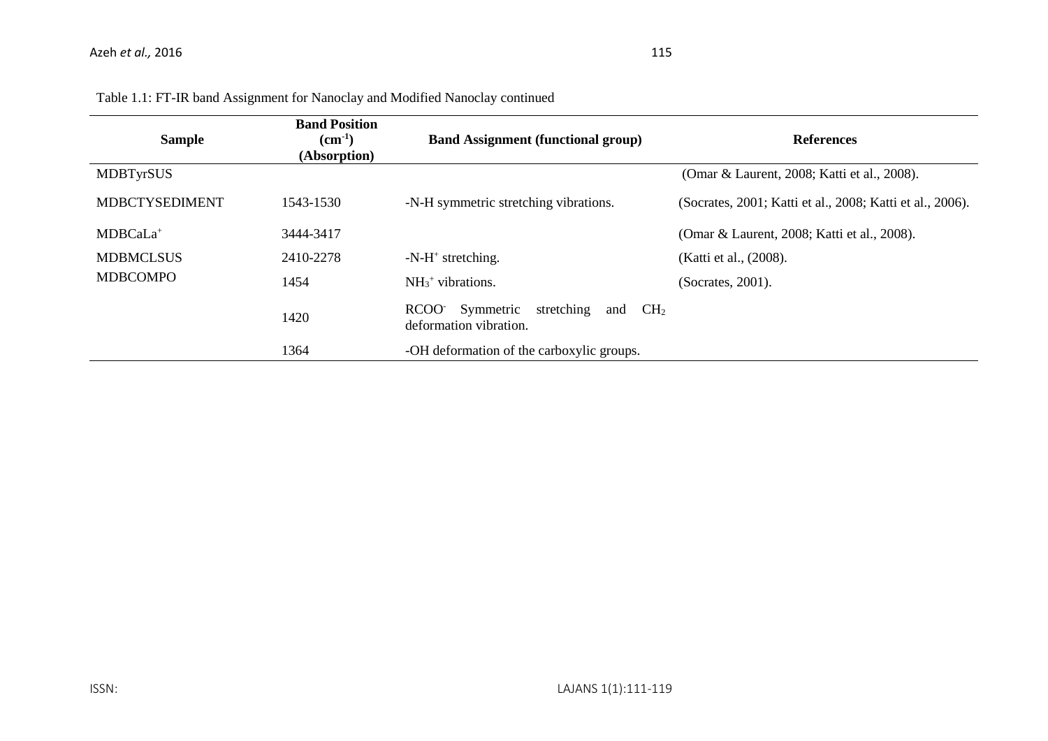Table 1.1: FT-IR band Assignment for Nanoclay and Modified Nanoclay continued

| Sample | Band Position ($cm^{-1}$) (Absorption) | Band Assignment (functional group) | References |
|---|---|---|---|
| MDBTyrSUS | | | (Omar & Laurent, 2008; Katti et al., 2008). |
| MDBCTYSEDIMENT | 1543-1530 | -N-H symmetric stretching vibrations. | (Socrates, 2001; Katti et al., 2008; Katti et al., 2006). |
| $MDBCaLa^{+}$ | 3444-3417 | | (Omar & Laurent, 2008; Katti et al., 2008). |
| MDBMCLSUS | 2410-2278 | $-N-H^{+}$ stretching. | (Katti et al., (2008). |
| MDBCOMPO | 1454 | $NH_3^{+}$ vibrations. | (Socrates, 2001). |
| | 1420 | $RCOO^{-}$ Symmetric stretching and $CH_2$ deformation vibration. | |
| | 1364 | -OH deformation of the carboxylic groups. | |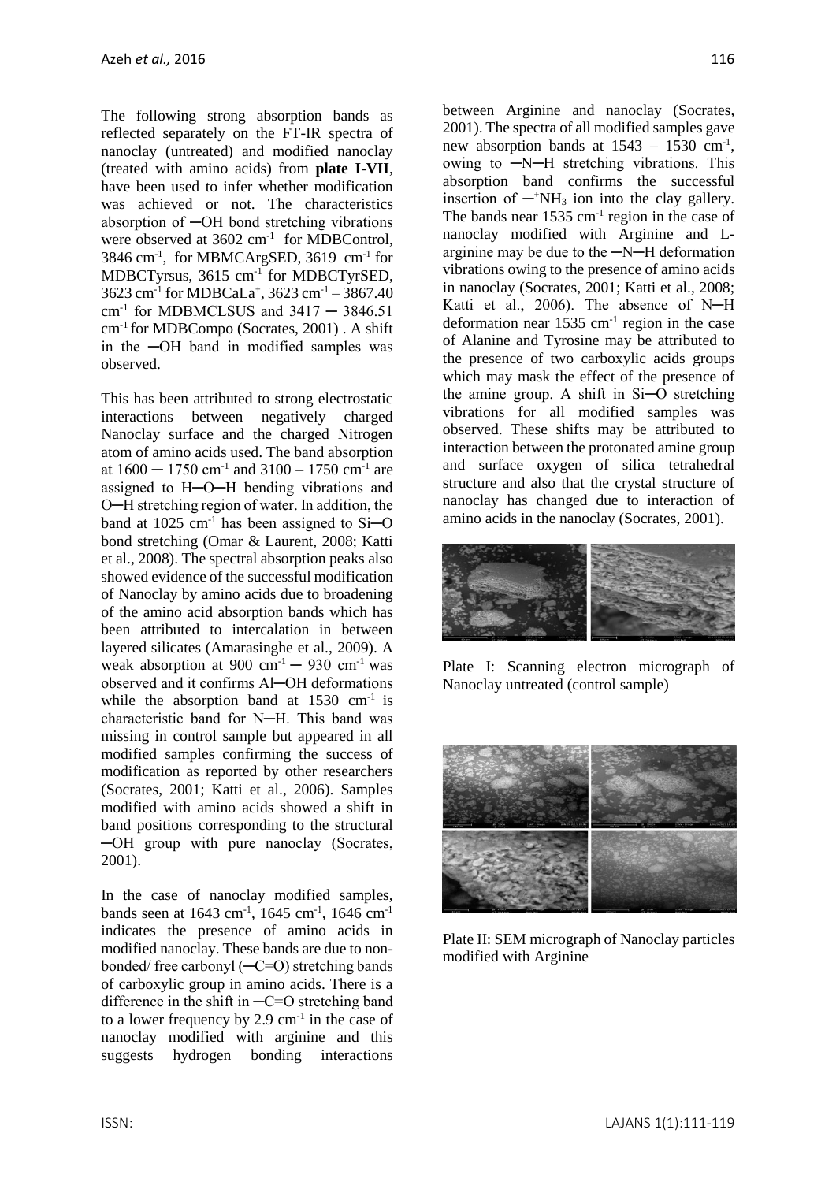The following strong absorption bands as reflected separately on the FT-IR spectra of nanoclay (untreated) and modified nanoclay (treated with amino acids) from **plate I-VII**, have been used to infer whether modification was achieved or not. The characteristics absorption of ─OH bond stretching vibrations were observed at 3602 $cm^{-1}$ for MDBControl, 3846 $cm^{-1}$, for MBMCArgSED, 3619 $cm^{-1}$ for MDBCTyrsus, 3615 $cm^{-1}$ for MDBCTyrSED, 3623 $cm^{-1}$ for MDBCaLa$^{+}$, 3623 $cm^{-1}$ – 3867.40 $cm^{-1}$ for MDBMCLSUS and 3417 ─ 3846.51 $cm^{-1}$ for MDBCompo (Socrates, 2001) . A shift in the ─OH band in modified samples was observed.

This has been attributed to strong electrostatic interactions between negatively charged Nanoclay surface and the charged Nitrogen atom of amino acids used. The band absorption at 1600 ─ 1750 $cm^{-1}$ and 3100 – 1750 $cm^{-1}$ are assigned to H─O─H bending vibrations and O─H stretching region of water. In addition, the band at 1025 $cm^{-1}$ has been assigned to Si─O bond stretching (Omar & Laurent, 2008; Katti et al., 2008). The spectral absorption peaks also showed evidence of the successful modification of Nanoclay by amino acids due to broadening of the amino acid absorption bands which has been attributed to intercalation in between layered silicates (Amarasinghe et al., 2009). A weak absorption at 900 $cm^{-1}$ ─ 930 $cm^{-1}$ was observed and it confirms Al─OH deformations while the absorption band at 1530 $cm^{-1}$ is characteristic band for N─H. This band was missing in control sample but appeared in all modified samples confirming the success of modification as reported by other researchers (Socrates, 2001; Katti et al., 2006). Samples modified with amino acids showed a shift in band positions corresponding to the structural ─OH group with pure nanoclay (Socrates, 2001).

In the case of nanoclay modified samples, bands seen at 1643 $cm^{-1}$, 1645 $cm^{-1}$, 1646 $cm^{-1}$ indicates the presence of amino acids in modified nanoclay. These bands are due to non-bonded/ free carbonyl (─C=O) stretching bands of carboxylic group in amino acids. There is a difference in the shift in ─C=O stretching band to a lower frequency by 2.9 $cm^{-1}$ in the case of nanoclay modified with arginine and this suggests hydrogen bonding interactions between Arginine and nanoclay (Socrates, 2001). The spectra of all modified samples gave new absorption bands at 1543 – 1530 $cm^{-1}$, owing to ─N─H stretching vibrations. This absorption band confirms the successful insertion of ─$^{+}NH_3$ ion into the clay gallery. The bands near 1535 $cm^{-1}$ region in the case of nanoclay modified with Arginine and L-arginine may be due to the ─N─H deformation vibrations owing to the presence of amino acids in nanoclay (Socrates, 2001; Katti et al., 2008; Katti et al., 2006). The absence of N─H deformation near 1535 $cm^{-1}$ region in the case of Alanine and Tyrosine may be attributed to the presence of two carboxylic acids groups which may mask the effect of the presence of the amine group. A shift in Si─O stretching vibrations for all modified samples was observed. These shifts may be attributed to interaction between the protonated amine group and surface oxygen of silica tetrahedral structure and also that the crystal structure of nanoclay has changed due to interaction of amino acids in the nanoclay (Socrates, 2001).

Plate I: Scanning electron micrograph of Nanoclay untreated (control sample)

Plate II: SEM micrograph of Nanoclay particles modified with Arginine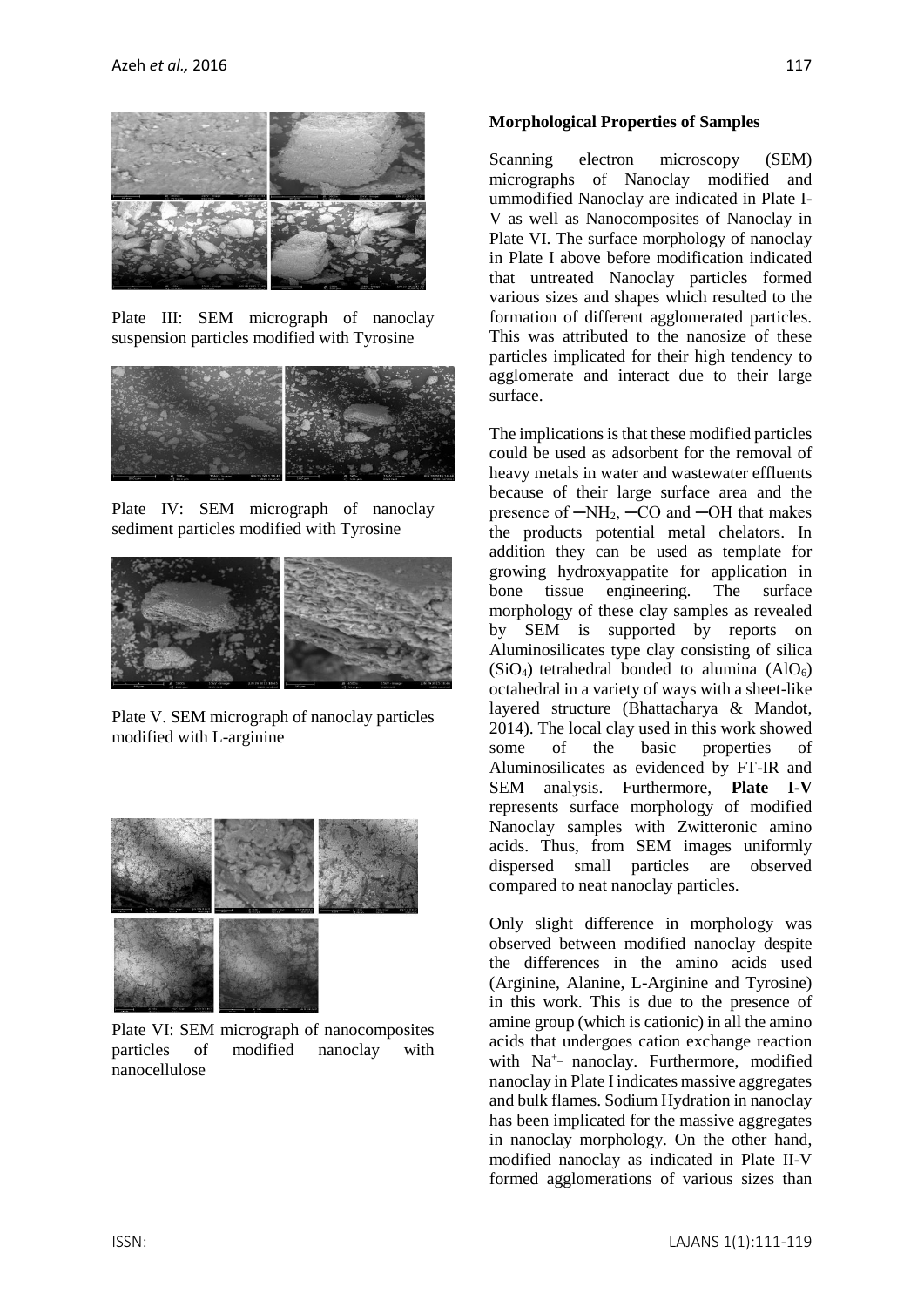Plate III: SEM micrograph of nanoclay suspension particles modified with Tyrosine

Plate IV: SEM micrograph of nanoclay sediment particles modified with Tyrosine

Plate V. SEM micrograph of nanoclay particles modified with L-arginine

Plate VI: SEM micrograph of nanocomposites particles of modified nanoclay with nanocellulose

**Morphological Properties of Samples**

Scanning electron microscopy (SEM) micrographs of Nanoclay modified and ummodified Nanoclay are indicated in Plate I-V as well as Nanocomposites of Nanoclay in Plate VI. The surface morphology of nanoclay in Plate I above before modification indicated that untreated Nanoclay particles formed various sizes and shapes which resulted to the formation of different agglomerated particles. This was attributed to the nanosize of these particles implicated for their high tendency to agglomerate and interact due to their large surface.

The implications is that these modified particles could be used as adsorbent for the removal of heavy metals in water and wastewater effluents because of their large surface area and the presence of $-NH_2$, $-CO$ and $-OH$ that makes the products potential metal chelators. In addition they can be used as template for growing hydroxyappatite for application in bone tissue engineering. The surface morphology of these clay samples as revealed by SEM is supported by reports on Aluminosilicates type clay consisting of silica ($SiO_4$) tetrahedral bonded to alumina ($AlO_6$) octahedral in a variety of ways with a sheet-like layered structure (Bhattacharya & Mandot, 2014). The local clay used in this work showed some of the basic properties of Aluminosilicates as evidenced by FT-IR and SEM analysis. Furthermore, **Plate I-V** represents surface morphology of modified Nanoclay samples with Zwitteronic amino acids. Thus, from SEM images uniformly dispersed small particles are observed compared to neat nanoclay particles.

Only slight difference in morphology was observed between modified nanoclay despite the differences in the amino acids used (Arginine, Alanine, L-Arginine and Tyrosine) in this work. This is due to the presence of amine group (which is cationic) in all the amino acids that undergoes cation exchange reaction with $Na^{+-}$ nanoclay. Furthermore, modified nanoclay in Plate I indicates massive aggregates and bulk flames. Sodium Hydration in nanoclay has been implicated for the massive aggregates in nanoclay morphology. On the other hand, modified nanoclay as indicated in Plate II-V formed agglomerations of various sizes than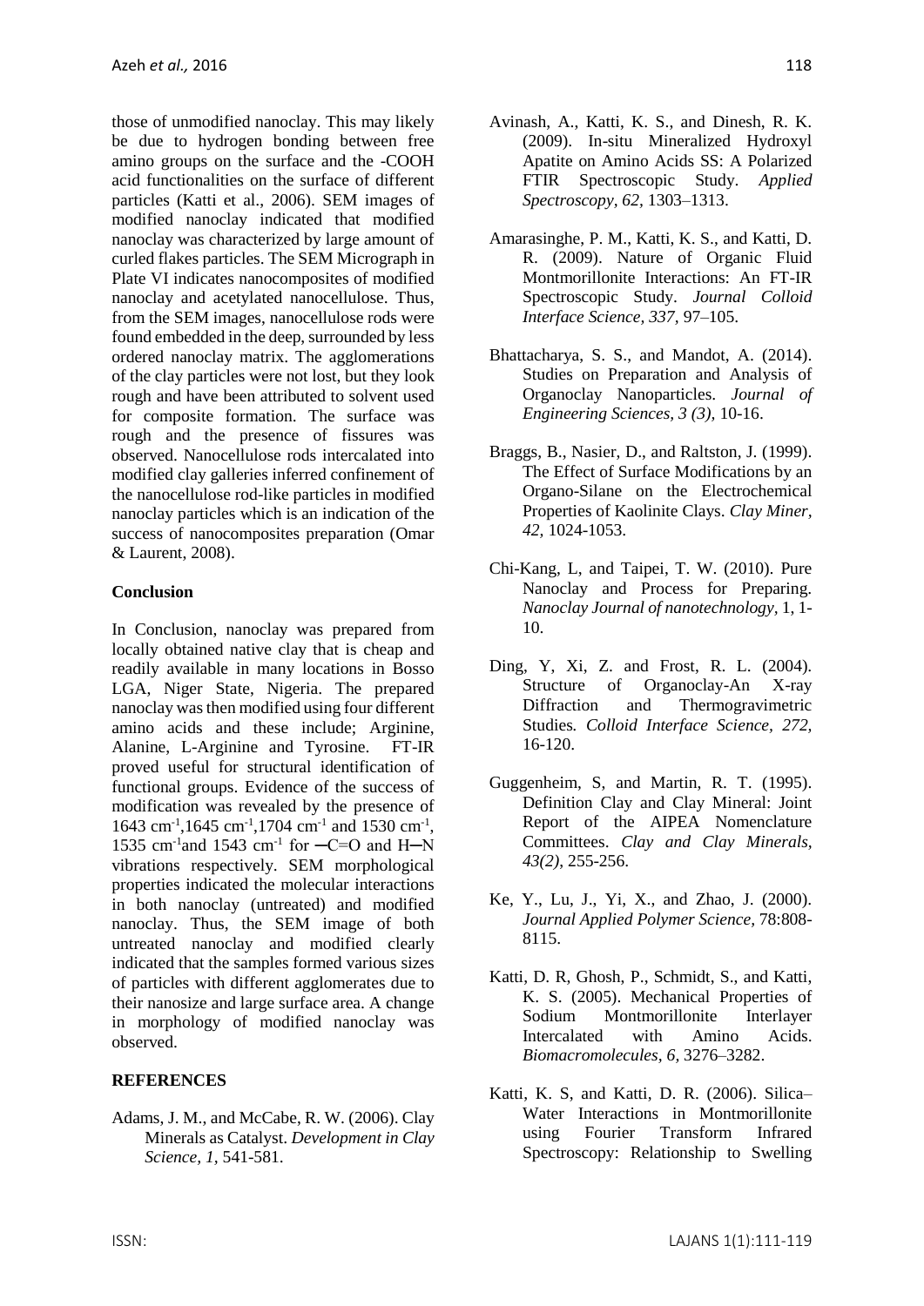those of unmodified nanoclay. This may likely be due to hydrogen bonding between free amino groups on the surface and the -COOH acid functionalities on the surface of different particles (Katti et al., 2006). SEM images of modified nanoclay indicated that modified nanoclay was characterized by large amount of curled flakes particles. The SEM Micrograph in Plate VI indicates nanocomposites of modified nanoclay and acetylated nanocellulose. Thus, from the SEM images, nanocellulose rods were found embedded in the deep, surrounded by less ordered nanoclay matrix. The agglomerations of the clay particles were not lost, but they look rough and have been attributed to solvent used for composite formation. The surface was rough and the presence of fissures was observed. Nanocellulose rods intercalated into modified clay galleries inferred confinement of the nanocellulose rod-like particles in modified nanoclay particles which is an indication of the success of nanocomposites preparation (Omar & Laurent, 2008).

**Conclusion**

In Conclusion, nanoclay was prepared from locally obtained native clay that is cheap and readily available in many locations in Bosso LGA, Niger State, Nigeria. The prepared nanoclay was then modified using four different amino acids and these include; Arginine, Alanine, L-Arginine and Tyrosine. FT-IR proved useful for structural identification of functional groups. Evidence of the success of modification was revealed by the presence of 1643 $cm^{-1}$,1645 $cm^{-1}$,1704 $cm^{-1}$ and 1530 $cm^{-1}$, 1535 $cm^{-1}$and 1543 $cm^{-1}$ for ─C=O and H─N vibrations respectively. SEM morphological properties indicated the molecular interactions in both nanoclay (untreated) and modified nanoclay. Thus, the SEM image of both untreated nanoclay and modified clearly indicated that the samples formed various sizes of particles with different agglomerates due to their nanosize and large surface area. A change in morphology of modified nanoclay was observed.

**REFERENCES**

Adams, J. M., and McCabe, R. W. (2006). Clay Minerals as Catalyst. *Development in Clay Science, 1,* 541-581.

Avinash, A., Katti, K. S., and Dinesh, R. K. (2009). In-situ Mineralized Hydroxyl Apatite on Amino Acids SS: A Polarized FTIR Spectroscopic Study. *Applied Spectroscopy, 62,* 1303–1313.

Amarasinghe, P. M., Katti, K. S., and Katti, D. R. (2009). Nature of Organic Fluid Montmorillonite Interactions: An FT-IR Spectroscopic Study. *Journal Colloid Interface Science, 337,* 97–105.

Bhattacharya, S. S., and Mandot, A. (2014). Studies on Preparation and Analysis of Organoclay Nanoparticles. *Journal of Engineering Sciences, 3 (3),* 10-16.

Braggs, B., Nasier, D., and Raltston, J. (1999). The Effect of Surface Modifications by an Organo-Silane on the Electrochemical Properties of Kaolinite Clays. *Clay Miner, 42,* 1024-1053.

Chi-Kang, L, and Taipei, T. W. (2010). Pure Nanoclay and Process for Preparing. *Nanoclay Journal of nanotechnology,* 1, 1-10.

Ding, Y, Xi, Z. and Frost, R. L. (2004). Structure of Organoclay-An X-ray Diffraction and Thermogravimetric Studies. *Colloid Interface Science, 272,* 16-120.

Guggenheim, S, and Martin, R. T. (1995). Definition Clay and Clay Mineral: Joint Report of the AIPEA Nomenclature Committees. *Clay and Clay Minerals, 43(2),* 255-256.

Ke, Y., Lu, J., Yi, X., and Zhao, J. (2000). *Journal Applied Polymer Science,* 78:808-8115.

Katti, D. R, Ghosh, P., Schmidt, S., and Katti, K. S. (2005). Mechanical Properties of Sodium Montmorillonite Interlayer Intercalated with Amino Acids. *Biomacromolecules, 6,* 3276–3282.

Katti, K. S, and Katti, D. R. (2006). Silica–Water Interactions in Montmorillonite using Fourier Transform Infrared Spectroscopy: Relationship to Swelling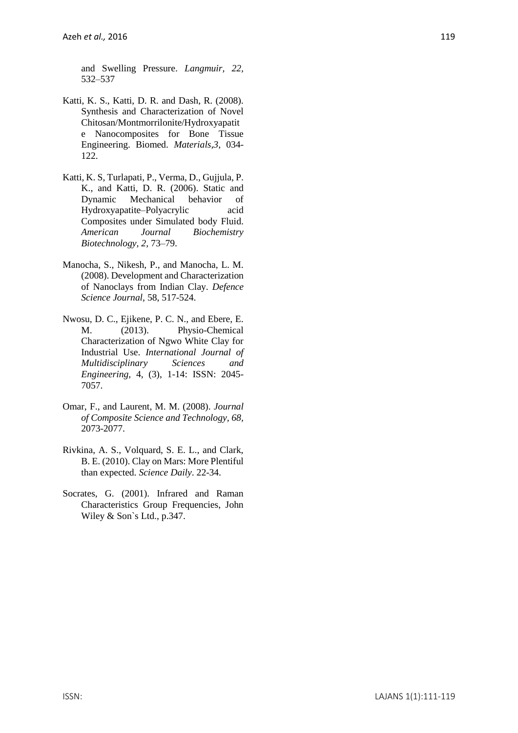and Swelling Pressure. *Langmuir, 22*, 532–537

Katti, K. S., Katti, D. R. and Dash, R. (2008). Synthesis and Characterization of Novel Chitosan/Montmorrilonite/Hydroxyapatite Nanocomposites for Bone Tissue Engineering. Biomed. *Materials,3*, 034-122.

Katti, K. S, Turlapati, P., Verma, D., Gujjula, P. K., and Katti, D. R. (2006). Static and Dynamic Mechanical behavior of Hydroxyapatite–Polyacrylic acid Composites under Simulated body Fluid. *American Journal Biochemistry Biotechnology, 2*, 73–79.

Manocha, S., Nikesh, P., and Manocha, L. M. (2008). Development and Characterization of Nanoclays from Indian Clay. *Defence Science Journal*, 58, 517-524.

Nwosu, D. C., Ejikene, P. C. N., and Ebere, E. M. (2013). Physio-Chemical Characterization of Ngwo White Clay for Industrial Use. *International Journal of Multidisciplinary Sciences and Engineering*, 4, (3), 1-14: ISSN: 2045-7057.

Omar, F., and Laurent, M. M. (2008). *Journal of Composite Science and Technology, 68*, 2073-2077.

Rivkina, A. S., Volquard, S. E. L., and Clark, B. E. (2010). Clay on Mars: More Plentiful than expected. *Science Daily*. 22-34.

Socrates, G. (2001). Infrared and Raman Characteristics Group Frequencies, John Wiley & Son`s Ltd., p.347.